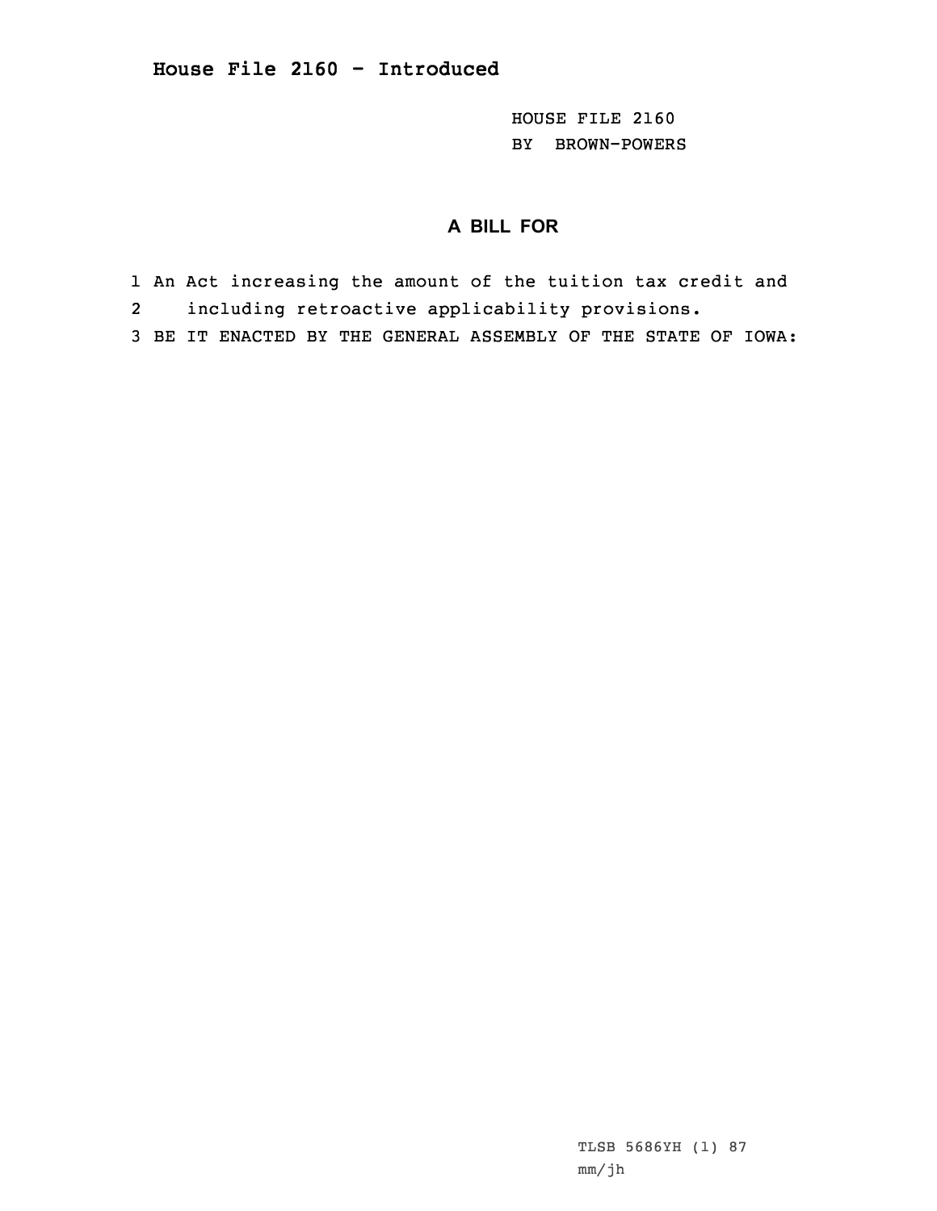**House File 2160 - Introduced**

HOUSE FILE 2160
BY BROWN-POWERS

## A BILL FOR

1 An Act increasing the amount of the tuition tax credit and
2 including retroactive applicability provisions.
3 BE IT ENACTED BY THE GENERAL ASSEMBLY OF THE STATE OF IOWA:

TLSB 5686YH (1) 87
mm/jh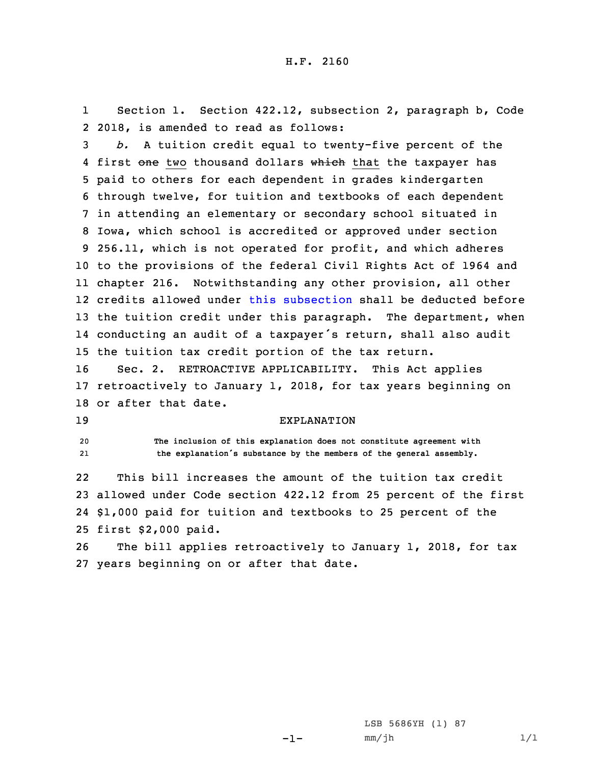H.F. 2160

Section 1. Section 422.12, subsection 2, paragraph b, Code 2018, is amended to read as follows:

*b.* A tuition credit equal to twenty-five percent of the first ~~one~~ <u>two</u> thousand dollars ~~which~~ <u>that</u> the taxpayer has paid to others for each dependent in grades kindergarten through twelve, for tuition and textbooks of each dependent in attending an elementary or secondary school situated in Iowa, which school is accredited or approved under section 256.11, which is not operated for profit, and which adheres to the provisions of the federal Civil Rights Act of 1964 and chapter 216. Notwithstanding any other provision, all other credits allowed under this subsection shall be deducted before the tuition credit under this paragraph. The department, when conducting an audit of a taxpayer's return, shall also audit the tuition tax credit portion of the tax return.

Sec. 2. RETROACTIVE APPLICABILITY. This Act applies retroactively to January 1, 2018, for tax years beginning on or after that date.

EXPLANATION

The inclusion of this explanation does not constitute agreement with the explanation's substance by the members of the general assembly.

This bill increases the amount of the tuition tax credit allowed under Code section 422.12 from 25 percent of the first $1,000 paid for tuition and textbooks to 25 percent of the first $2,000 paid.

The bill applies retroactively to January 1, 2018, for tax years beginning on or after that date.

LSB 5686YH (1) 87
mm/jh